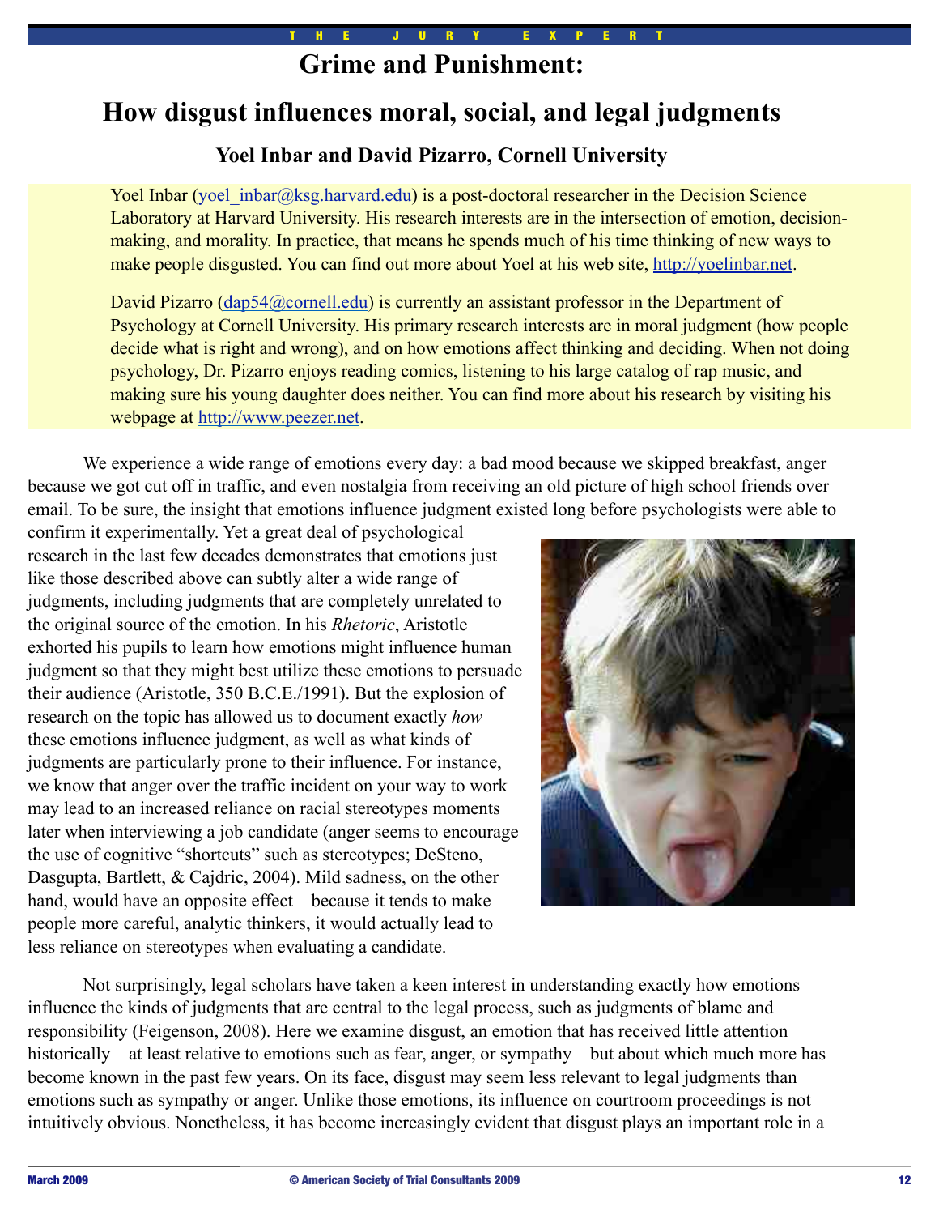# Grime and Punishment:

## How disgust influences moral, social, and legal judgments

### Yoel Inbar and David Pizarro, Cornell University

Yoel Inbar (yoel_inbar@ksg.harvard.edu) is a post-doctoral researcher in the Decision Science Laboratory at Harvard University. His research interests are in the intersection of emotion, decision-making, and morality. In practice, that means he spends much of his time thinking of new ways to make people disgusted. You can find out more about Yoel at his web site, http://yoelinbar.net.

David Pizarro (dap54@cornell.edu) is currently an assistant professor in the Department of Psychology at Cornell University. His primary research interests are in moral judgment (how people decide what is right and wrong), and on how emotions affect thinking and deciding. When not doing psychology, Dr. Pizarro enjoys reading comics, listening to his large catalog of rap music, and making sure his young daughter does neither. You can find more about his research by visiting his webpage at http://www.peezer.net.

We experience a wide range of emotions every day: a bad mood because we skipped breakfast, anger because we got cut off in traffic, and even nostalgia from receiving an old picture of high school friends over email. To be sure, the insight that emotions influence judgment existed long before psychologists were able to confirm it experimentally. Yet a great deal of psychological research in the last few decades demonstrates that emotions just like those described above can subtly alter a wide range of judgments, including judgments that are completely unrelated to the original source of the emotion. In his *Rhetoric*, Aristotle exhorted his pupils to learn how emotions might influence human judgment so that they might best utilize these emotions to persuade their audience (Aristotle, 350 B.C.E./1991). But the explosion of research on the topic has allowed us to document exactly *how* these emotions influence judgment, as well as what kinds of judgments are particularly prone to their influence. For instance, we know that anger over the traffic incident on your way to work may lead to an increased reliance on racial stereotypes moments later when interviewing a job candidate (anger seems to encourage the use of cognitive "shortcuts" such as stereotypes; DeSteno, Dasgupta, Bartlett, & Cajdric, 2004). Mild sadness, on the other hand, would have an opposite effect—because it tends to make people more careful, analytic thinkers, it would actually lead to less reliance on stereotypes when evaluating a candidate.

Not surprisingly, legal scholars have taken a keen interest in understanding exactly how emotions influence the kinds of judgments that are central to the legal process, such as judgments of blame and responsibility (Feigenson, 2008). Here we examine disgust, an emotion that has received little attention historically—at least relative to emotions such as fear, anger, or sympathy—but about which much more has become known in the past few years. On its face, disgust may seem less relevant to legal judgments than emotions such as sympathy or anger. Unlike those emotions, its influence on courtroom proceedings is not intuitively obvious. Nonetheless, it has become increasingly evident that disgust plays an important role in a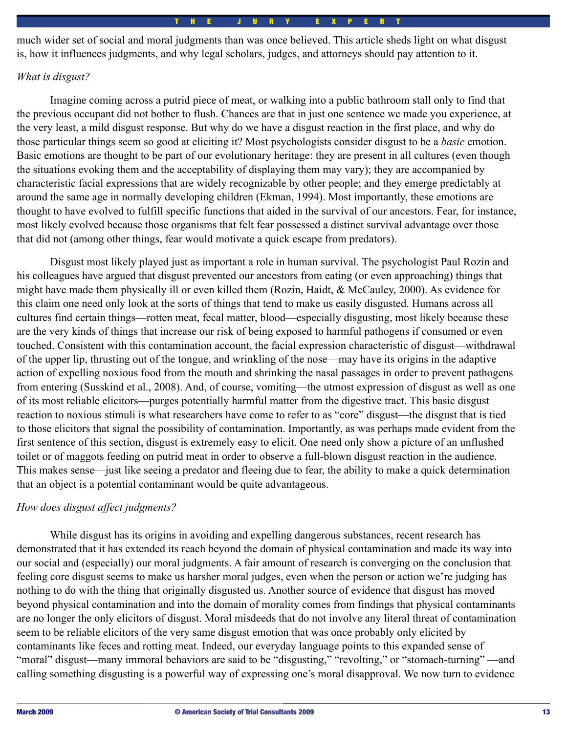much wider set of social and moral judgments than was once believed. This article sheds light on what disgust is, how it influences judgments, and why legal scholars, judges, and attorneys should pay attention to it.

*What is disgust?*

Imagine coming across a putrid piece of meat, or walking into a public bathroom stall only to find that the previous occupant did not bother to flush. Chances are that in just one sentence we made you experience, at the very least, a mild disgust response. But why do we have a disgust reaction in the first place, and why do those particular things seem so good at eliciting it? Most psychologists consider disgust to be a *basic* emotion. Basic emotions are thought to be part of our evolutionary heritage: they are present in all cultures (even though the situations evoking them and the acceptability of displaying them may vary); they are accompanied by characteristic facial expressions that are widely recognizable by other people; and they emerge predictably at around the same age in normally developing children (Ekman, 1994). Most importantly, these emotions are thought to have evolved to fulfill specific functions that aided in the survival of our ancestors. Fear, for instance, most likely evolved because those organisms that felt fear possessed a distinct survival advantage over those that did not (among other things, fear would motivate a quick escape from predators).

Disgust most likely played just as important a role in human survival. The psychologist Paul Rozin and his colleagues have argued that disgust prevented our ancestors from eating (or even approaching) things that might have made them physically ill or even killed them (Rozin, Haidt, & McCauley, 2000). As evidence for this claim one need only look at the sorts of things that tend to make us easily disgusted. Humans across all cultures find certain things—rotten meat, fecal matter, blood—especially disgusting, most likely because these are the very kinds of things that increase our risk of being exposed to harmful pathogens if consumed or even touched. Consistent with this contamination account, the facial expression characteristic of disgust—withdrawal of the upper lip, thrusting out of the tongue, and wrinkling of the nose—may have its origins in the adaptive action of expelling noxious food from the mouth and shrinking the nasal passages in order to prevent pathogens from entering (Susskind et al., 2008). And, of course, vomiting—the utmost expression of disgust as well as one of its most reliable elicitors—purges potentially harmful matter from the digestive tract. This basic disgust reaction to noxious stimuli is what researchers have come to refer to as "core" disgust—the disgust that is tied to those elicitors that signal the possibility of contamination. Importantly, as was perhaps made evident from the first sentence of this section, disgust is extremely easy to elicit. One need only show a picture of an unflushed toilet or of maggots feeding on putrid meat in order to observe a full-blown disgust reaction in the audience. This makes sense—just like seeing a predator and fleeing due to fear, the ability to make a quick determination that an object is a potential contaminant would be quite advantageous.

*How does disgust affect judgments?*

While disgust has its origins in avoiding and expelling dangerous substances, recent research has demonstrated that it has extended its reach beyond the domain of physical contamination and made its way into our social and (especially) our moral judgments. A fair amount of research is converging on the conclusion that feeling core disgust seems to make us harsher moral judges, even when the person or action we're judging has nothing to do with the thing that originally disgusted us. Another source of evidence that disgust has moved beyond physical contamination and into the domain of morality comes from findings that physical contaminants are no longer the only elicitors of disgust. Moral misdeeds that do not involve any literal threat of contamination seem to be reliable elicitors of the very same disgust emotion that was once probably only elicited by contaminants like feces and rotting meat. Indeed, our everyday language points to this expanded sense of "moral" disgust—many immoral behaviors are said to be "disgusting," "revolting," or "stomach-turning" —and calling something disgusting is a powerful way of expressing one's moral disapproval. We now turn to evidence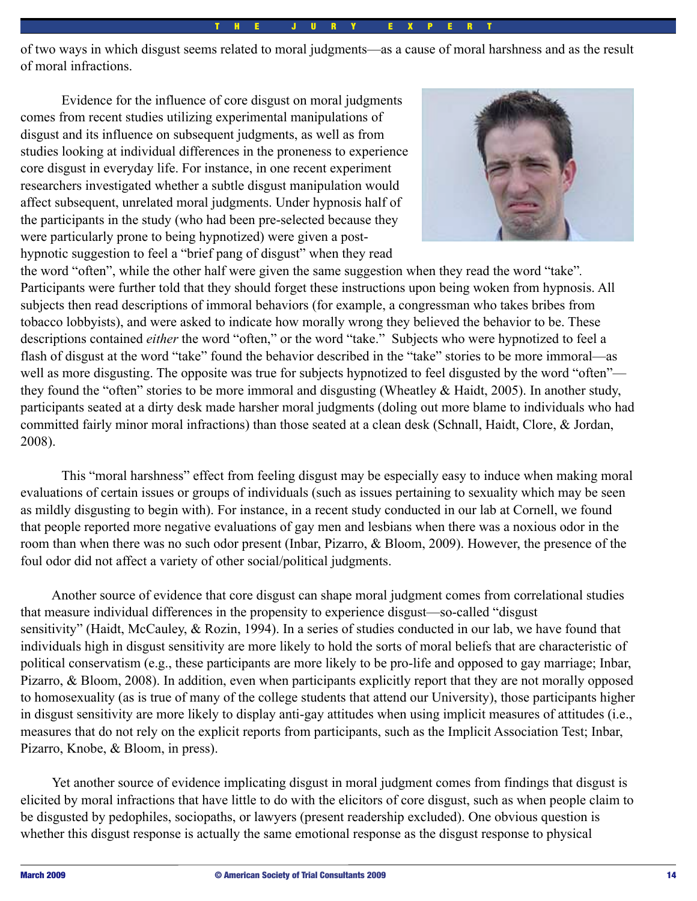of two ways in which disgust seems related to moral judgments—as a cause of moral harshness and as the result of moral infractions.

Evidence for the influence of core disgust on moral judgments comes from recent studies utilizing experimental manipulations of disgust and its influence on subsequent judgments, as well as from studies looking at individual differences in the proneness to experience core disgust in everyday life. For instance, in one recent experiment researchers investigated whether a subtle disgust manipulation would affect subsequent, unrelated moral judgments. Under hypnosis half of the participants in the study (who had been pre-selected because they were particularly prone to being hypnotized) were given a post-hypnotic suggestion to feel a "brief pang of disgust" when they read the word "often", while the other half were given the same suggestion when they read the word "take". Participants were further told that they should forget these instructions upon being woken from hypnosis. All subjects then read descriptions of immoral behaviors (for example, a congressman who takes bribes from tobacco lobbyists), and were asked to indicate how morally wrong they believed the behavior to be. These descriptions contained *either* the word "often," or the word "take." Subjects who were hypnotized to feel a flash of disgust at the word "take" found the behavior described in the "take" stories to be more immoral—as well as more disgusting. The opposite was true for subjects hypnotized to feel disgusted by the word "often"—they found the "often" stories to be more immoral and disgusting (Wheatley & Haidt, 2005). In another study, participants seated at a dirty desk made harsher moral judgments (doling out more blame to individuals who had committed fairly minor moral infractions) than those seated at a clean desk (Schnall, Haidt, Clore, & Jordan, 2008).

This "moral harshness" effect from feeling disgust may be especially easy to induce when making moral evaluations of certain issues or groups of individuals (such as issues pertaining to sexuality which may be seen as mildly disgusting to begin with). For instance, in a recent study conducted in our lab at Cornell, we found that people reported more negative evaluations of gay men and lesbians when there was a noxious odor in the room than when there was no such odor present (Inbar, Pizarro, & Bloom, 2009). However, the presence of the foul odor did not affect a variety of other social/political judgments.

Another source of evidence that core disgust can shape moral judgment comes from correlational studies that measure individual differences in the propensity to experience disgust—so-called "disgust sensitivity" (Haidt, McCauley, & Rozin, 1994). In a series of studies conducted in our lab, we have found that individuals high in disgust sensitivity are more likely to hold the sorts of moral beliefs that are characteristic of political conservatism (e.g., these participants are more likely to be pro-life and opposed to gay marriage; Inbar, Pizarro, & Bloom, 2008). In addition, even when participants explicitly report that they are not morally opposed to homosexuality (as is true of many of the college students that attend our University), those participants higher in disgust sensitivity are more likely to display anti-gay attitudes when using implicit measures of attitudes (i.e., measures that do not rely on the explicit reports from participants, such as the Implicit Association Test; Inbar, Pizarro, Knobe, & Bloom, in press).

Yet another source of evidence implicating disgust in moral judgment comes from findings that disgust is elicited by moral infractions that have little to do with the elicitors of core disgust, such as when people claim to be disgusted by pedophiles, sociopaths, or lawyers (present readership excluded). One obvious question is whether this disgust response is actually the same emotional response as the disgust response to physical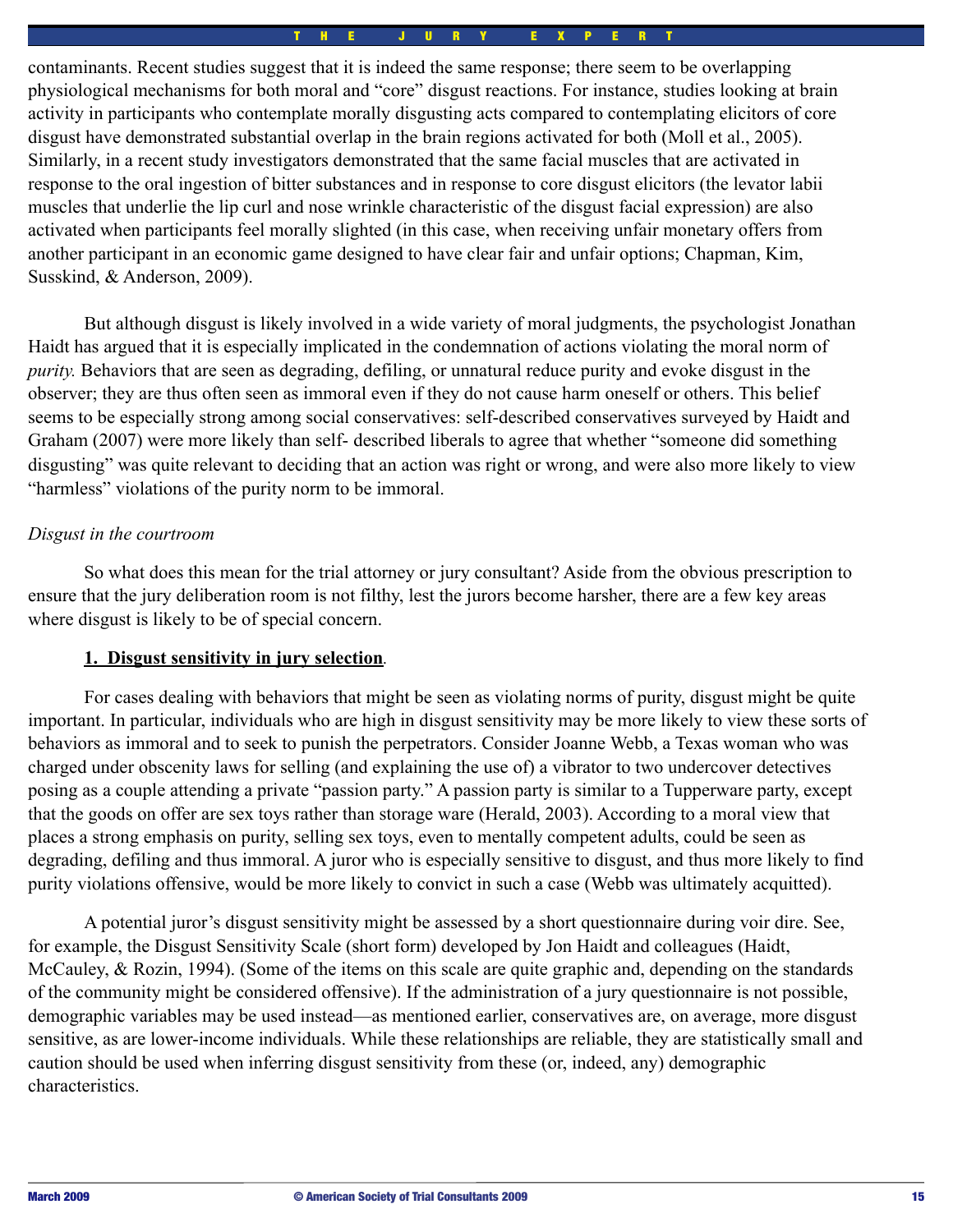contaminants. Recent studies suggest that it is indeed the same response; there seem to be overlapping physiological mechanisms for both moral and "core" disgust reactions. For instance, studies looking at brain activity in participants who contemplate morally disgusting acts compared to contemplating elicitors of core disgust have demonstrated substantial overlap in the brain regions activated for both (Moll et al., 2005). Similarly, in a recent study investigators demonstrated that the same facial muscles that are activated in response to the oral ingestion of bitter substances and in response to core disgust elicitors (the levator labii muscles that underlie the lip curl and nose wrinkle characteristic of the disgust facial expression) are also activated when participants feel morally slighted (in this case, when receiving unfair monetary offers from another participant in an economic game designed to have clear fair and unfair options; Chapman, Kim, Susskind, & Anderson, 2009).

But although disgust is likely involved in a wide variety of moral judgments, the psychologist Jonathan Haidt has argued that it is especially implicated in the condemnation of actions violating the moral norm of *purity.* Behaviors that are seen as degrading, defiling, or unnatural reduce purity and evoke disgust in the observer; they are thus often seen as immoral even if they do not cause harm oneself or others. This belief seems to be especially strong among social conservatives: self-described conservatives surveyed by Haidt and Graham (2007) were more likely than self- described liberals to agree that whether "someone did something disgusting" was quite relevant to deciding that an action was right or wrong, and were also more likely to view "harmless" violations of the purity norm to be immoral.

*Disgust in the courtroom*

So what does this mean for the trial attorney or jury consultant? Aside from the obvious prescription to ensure that the jury deliberation room is not filthy, lest the jurors become harsher, there are a few key areas where disgust is likely to be of special concern.

**1. Disgust sensitivity in jury selection**.

For cases dealing with behaviors that might be seen as violating norms of purity, disgust might be quite important. In particular, individuals who are high in disgust sensitivity may be more likely to view these sorts of behaviors as immoral and to seek to punish the perpetrators. Consider Joanne Webb, a Texas woman who was charged under obscenity laws for selling (and explaining the use of) a vibrator to two undercover detectives posing as a couple attending a private "passion party." A passion party is similar to a Tupperware party, except that the goods on offer are sex toys rather than storage ware (Herald, 2003). According to a moral view that places a strong emphasis on purity, selling sex toys, even to mentally competent adults, could be seen as degrading, defiling and thus immoral. A juror who is especially sensitive to disgust, and thus more likely to find purity violations offensive, would be more likely to convict in such a case (Webb was ultimately acquitted).

A potential juror's disgust sensitivity might be assessed by a short questionnaire during voir dire. See, for example, the Disgust Sensitivity Scale (short form) developed by Jon Haidt and colleagues (Haidt, McCauley, & Rozin, 1994). (Some of the items on this scale are quite graphic and, depending on the standards of the community might be considered offensive). If the administration of a jury questionnaire is not possible, demographic variables may be used instead—as mentioned earlier, conservatives are, on average, more disgust sensitive, as are lower-income individuals. While these relationships are reliable, they are statistically small and caution should be used when inferring disgust sensitivity from these (or, indeed, any) demographic characteristics.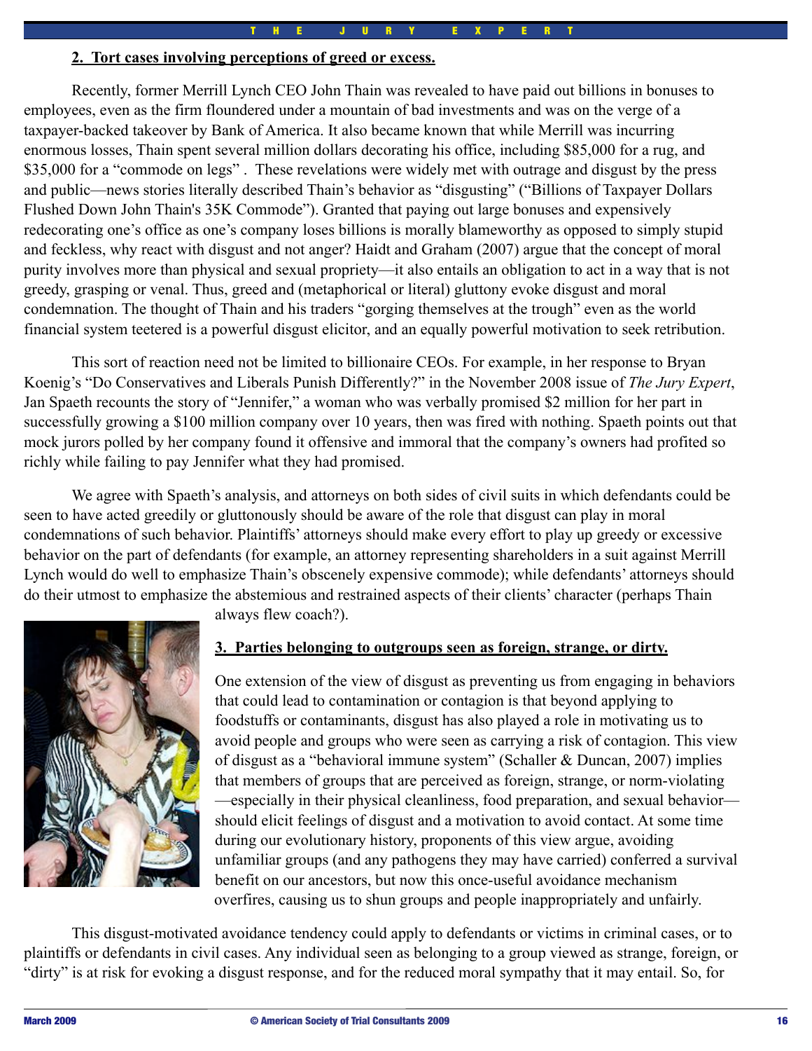## 2. Tort cases involving perceptions of greed or excess.

Recently, former Merrill Lynch CEO John Thain was revealed to have paid out billions in bonuses to employees, even as the firm floundered under a mountain of bad investments and was on the verge of a taxpayer-backed takeover by Bank of America. It also became known that while Merrill was incurring enormous losses, Thain spent several million dollars decorating his office, including $85,000 for a rug, and $35,000 for a "commode on legs" . These revelations were widely met with outrage and disgust by the press and public—news stories literally described Thain's behavior as "disgusting" ("Billions of Taxpayer Dollars Flushed Down John Thain's 35K Commode"). Granted that paying out large bonuses and expensively redecorating one's office as one's company loses billions is morally blameworthy as opposed to simply stupid and feckless, why react with disgust and not anger? Haidt and Graham (2007) argue that the concept of moral purity involves more than physical and sexual propriety—it also entails an obligation to act in a way that is not greedy, grasping or venal. Thus, greed and (metaphorical or literal) gluttony evoke disgust and moral condemnation. The thought of Thain and his traders "gorging themselves at the trough" even as the world financial system teetered is a powerful disgust elicitor, and an equally powerful motivation to seek retribution.

This sort of reaction need not be limited to billionaire CEOs. For example, in her response to Bryan Koenig's "Do Conservatives and Liberals Punish Differently?" in the November 2008 issue of *The Jury Expert*, Jan Spaeth recounts the story of "Jennifer," a woman who was verbally promised $2 million for her part in successfully growing a $100 million company over 10 years, then was fired with nothing. Spaeth points out that mock jurors polled by her company found it offensive and immoral that the company's owners had profited so richly while failing to pay Jennifer what they had promised.

We agree with Spaeth's analysis, and attorneys on both sides of civil suits in which defendants could be seen to have acted greedily or gluttonously should be aware of the role that disgust can play in moral condemnations of such behavior. Plaintiffs' attorneys should make every effort to play up greedy or excessive behavior on the part of defendants (for example, an attorney representing shareholders in a suit against Merrill Lynch would do well to emphasize Thain's obscenely expensive commode); while defendants' attorneys should do their utmost to emphasize the abstemious and restrained aspects of their clients' character (perhaps Thain always flew coach?).

## 3. Parties belonging to outgroups seen as foreign, strange, or dirty.

One extension of the view of disgust as preventing us from engaging in behaviors that could lead to contamination or contagion is that beyond applying to foodstuffs or contaminants, disgust has also played a role in motivating us to avoid people and groups who were seen as carrying a risk of contagion. This view of disgust as a "behavioral immune system" (Schaller & Duncan, 2007) implies that members of groups that are perceived as foreign, strange, or norm-violating—especially in their physical cleanliness, food preparation, and sexual behavior—should elicit feelings of disgust and a motivation to avoid contact. At some time during our evolutionary history, proponents of this view argue, avoiding unfamiliar groups (and any pathogens they may have carried) conferred a survival benefit on our ancestors, but now this once-useful avoidance mechanism overfires, causing us to shun groups and people inappropriately and unfairly.

This disgust-motivated avoidance tendency could apply to defendants or victims in criminal cases, or to plaintiffs or defendants in civil cases. Any individual seen as belonging to a group viewed as strange, foreign, or "dirty" is at risk for evoking a disgust response, and for the reduced moral sympathy that it may entail. So, for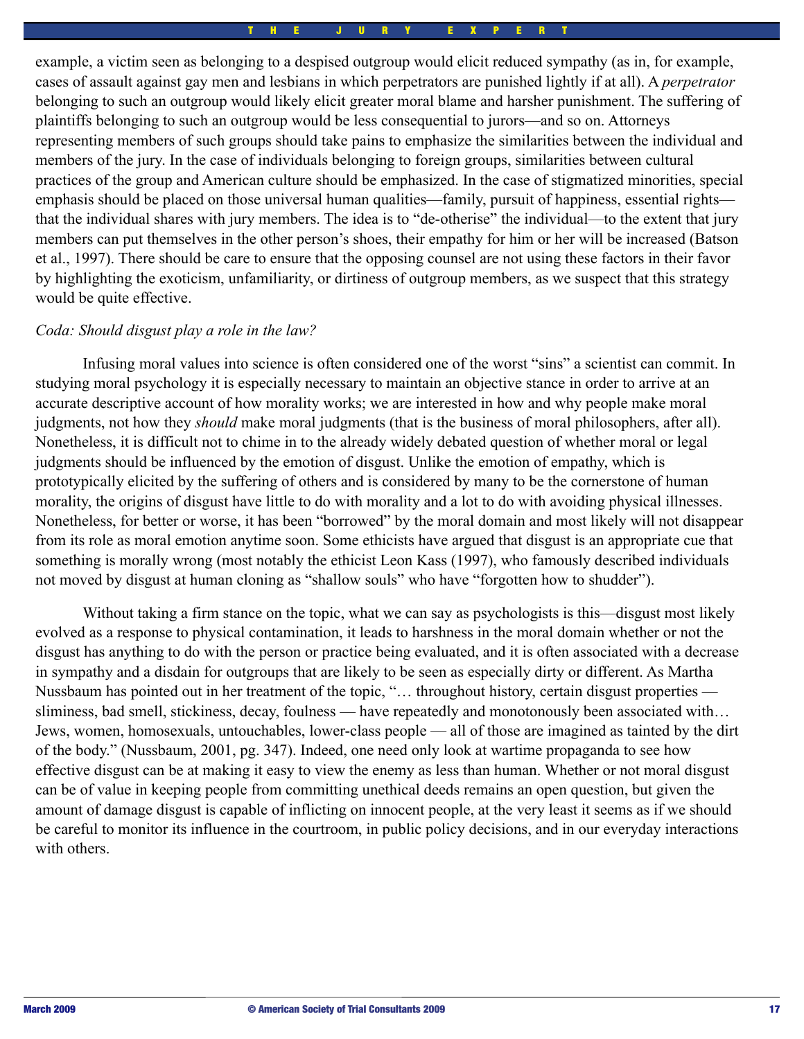example, a victim seen as belonging to a despised outgroup would elicit reduced sympathy (as in, for example, cases of assault against gay men and lesbians in which perpetrators are punished lightly if at all). A *perpetrator* belonging to such an outgroup would likely elicit greater moral blame and harsher punishment. The suffering of plaintiffs belonging to such an outgroup would be less consequential to jurors—and so on. Attorneys representing members of such groups should take pains to emphasize the similarities between the individual and members of the jury. In the case of individuals belonging to foreign groups, similarities between cultural practices of the group and American culture should be emphasized. In the case of stigmatized minorities, special emphasis should be placed on those universal human qualities—family, pursuit of happiness, essential rights—that the individual shares with jury members. The idea is to "de-otherise" the individual—to the extent that jury members can put themselves in the other person's shoes, their empathy for him or her will be increased (Batson et al., 1997). There should be care to ensure that the opposing counsel are not using these factors in their favor by highlighting the exoticism, unfamiliarity, or dirtiness of outgroup members, as we suspect that this strategy would be quite effective.

*Coda: Should disgust play a role in the law?*

Infusing moral values into science is often considered one of the worst "sins" a scientist can commit. In studying moral psychology it is especially necessary to maintain an objective stance in order to arrive at an accurate descriptive account of how morality works; we are interested in how and why people make moral judgments, not how they *should* make moral judgments (that is the business of moral philosophers, after all). Nonetheless, it is difficult not to chime in to the already widely debated question of whether moral or legal judgments should be influenced by the emotion of disgust. Unlike the emotion of empathy, which is prototypically elicited by the suffering of others and is considered by many to be the cornerstone of human morality, the origins of disgust have little to do with morality and a lot to do with avoiding physical illnesses. Nonetheless, for better or worse, it has been "borrowed" by the moral domain and most likely will not disappear from its role as moral emotion anytime soon. Some ethicists have argued that disgust is an appropriate cue that something is morally wrong (most notably the ethicist Leon Kass (1997), who famously described individuals not moved by disgust at human cloning as "shallow souls" who have "forgotten how to shudder").

Without taking a firm stance on the topic, what we can say as psychologists is this—disgust most likely evolved as a response to physical contamination, it leads to harshness in the moral domain whether or not the disgust has anything to do with the person or practice being evaluated, and it is often associated with a decrease in sympathy and a disdain for outgroups that are likely to be seen as especially dirty or different. As Martha Nussbaum has pointed out in her treatment of the topic, "… throughout history, certain disgust properties — sliminess, bad smell, stickiness, decay, foulness — have repeatedly and monotonously been associated with… Jews, women, homosexuals, untouchables, lower-class people — all of those are imagined as tainted by the dirt of the body." (Nussbaum, 2001, pg. 347). Indeed, one need only look at wartime propaganda to see how effective disgust can be at making it easy to view the enemy as less than human. Whether or not moral disgust can be of value in keeping people from committing unethical deeds remains an open question, but given the amount of damage disgust is capable of inflicting on innocent people, at the very least it seems as if we should be careful to monitor its influence in the courtroom, in public policy decisions, and in our everyday interactions with others.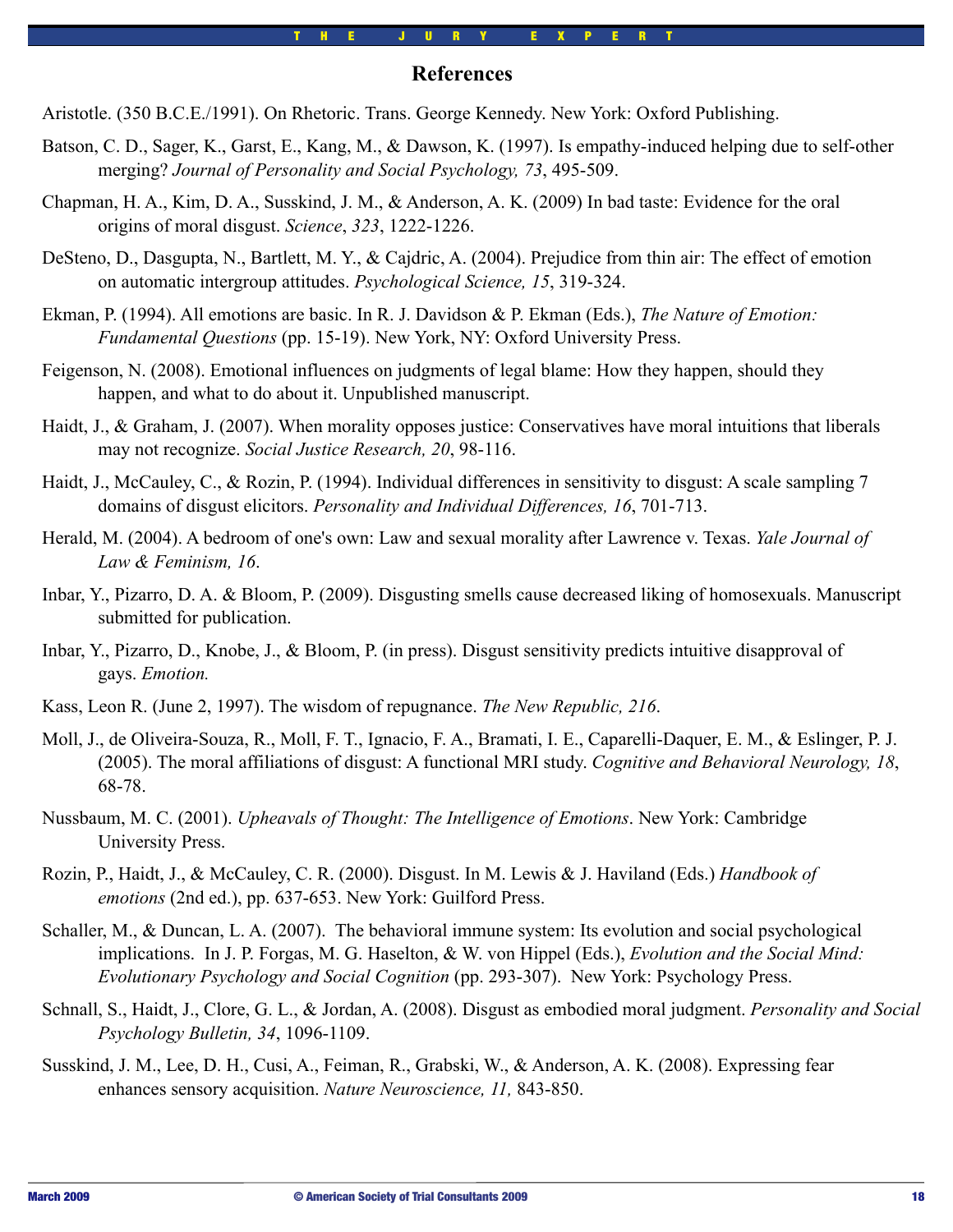## References

Aristotle. (350 B.C.E./1991). On Rhetoric. Trans. George Kennedy. New York: Oxford Publishing.

Batson, C. D., Sager, K., Garst, E., Kang, M., & Dawson, K. (1997). Is empathy-induced helping due to self-other merging? *Journal of Personality and Social Psychology, 73*, 495-509.

Chapman, H. A., Kim, D. A., Susskind, J. M., & Anderson, A. K. (2009) In bad taste: Evidence for the oral origins of moral disgust. *Science*, *323*, 1222-1226.

DeSteno, D., Dasgupta, N., Bartlett, M. Y., & Cajdric, A. (2004). Prejudice from thin air: The effect of emotion on automatic intergroup attitudes. *Psychological Science, 15*, 319-324.

Ekman, P. (1994). All emotions are basic. In R. J. Davidson & P. Ekman (Eds.), *The Nature of Emotion: Fundamental Questions* (pp. 15-19). New York, NY: Oxford University Press.

Feigenson, N. (2008). Emotional influences on judgments of legal blame: How they happen, should they happen, and what to do about it. Unpublished manuscript.

Haidt, J., & Graham, J. (2007). When morality opposes justice: Conservatives have moral intuitions that liberals may not recognize. *Social Justice Research, 20*, 98-116.

Haidt, J., McCauley, C., & Rozin, P. (1994). Individual differences in sensitivity to disgust: A scale sampling 7 domains of disgust elicitors. *Personality and Individual Differences, 16*, 701-713.

Herald, M. (2004). A bedroom of one's own: Law and sexual morality after Lawrence v. Texas. *Yale Journal of Law & Feminism, 16*.

Inbar, Y., Pizarro, D. A. & Bloom, P. (2009). Disgusting smells cause decreased liking of homosexuals. Manuscript submitted for publication.

Inbar, Y., Pizarro, D., Knobe, J., & Bloom, P. (in press). Disgust sensitivity predicts intuitive disapproval of gays. *Emotion.*

Kass, Leon R. (June 2, 1997). The wisdom of repugnance. *The New Republic, 216*.

Moll, J., de Oliveira-Souza, R., Moll, F. T., Ignacio, F. A., Bramati, I. E., Caparelli-Daquer, E. M., & Eslinger, P. J. (2005). The moral affiliations of disgust: A functional MRI study. *Cognitive and Behavioral Neurology, 18*, 68-78.

Nussbaum, M. C. (2001). *Upheavals of Thought: The Intelligence of Emotions*. New York: Cambridge University Press.

Rozin, P., Haidt, J., & McCauley, C. R. (2000). Disgust. In M. Lewis & J. Haviland (Eds.) *Handbook of emotions* (2nd ed.), pp. 637-653. New York: Guilford Press.

Schaller, M., & Duncan, L. A. (2007). The behavioral immune system: Its evolution and social psychological implications. In J. P. Forgas, M. G. Haselton, & W. von Hippel (Eds.), *Evolution and the Social Mind: Evolutionary Psychology and Social Cognition* (pp. 293-307). New York: Psychology Press.

Schnall, S., Haidt, J., Clore, G. L., & Jordan, A. (2008). Disgust as embodied moral judgment. *Personality and Social Psychology Bulletin, 34*, 1096-1109.

Susskind, J. M., Lee, D. H., Cusi, A., Feiman, R., Grabski, W., & Anderson, A. K. (2008). Expressing fear enhances sensory acquisition. *Nature Neuroscience, 11,* 843-850.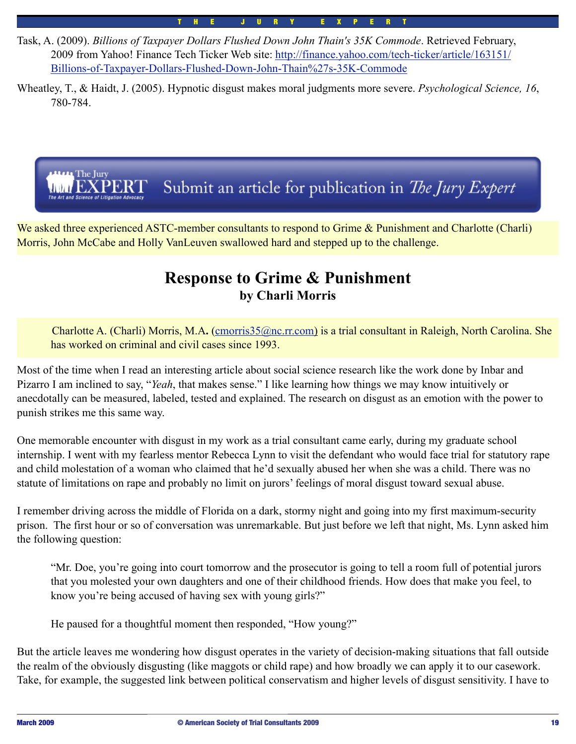Task, A. (2009). *Billions of Taxpayer Dollars Flushed Down John Thain's 35K Commode*. Retrieved February, 2009 from Yahoo! Finance Tech Ticker Web site: http://finance.yahoo.com/tech-ticker/article/163151/Billions-of-Taxpayer-Dollars-Flushed-Down-John-Thain%27s-35K-Commode

Wheatley, T., & Haidt, J. (2005). Hypnotic disgust makes moral judgments more severe. *Psychological Science, 16*, 780-784.

The Jury EXPERT — The Art and Science of Litigation Advocacy — Submit an article for publication in *The Jury Expert*

We asked three experienced ASTC-member consultants to respond to Grime & Punishment and Charlotte (Charli) Morris, John McCabe and Holly VanLeuven swallowed hard and stepped up to the challenge.

# Response to Grime & Punishment

## by Charli Morris

> Charlotte A. (Charli) Morris, M.A**.** (cmorris35@nc.rr.com) is a trial consultant in Raleigh, North Carolina. She has worked on criminal and civil cases since 1993.

Most of the time when I read an interesting article about social science research like the work done by Inbar and Pizarro I am inclined to say, "*Yeah*, that makes sense." I like learning how things we may know intuitively or anecdotally can be measured, labeled, tested and explained. The research on disgust as an emotion with the power to punish strikes me this same way.

One memorable encounter with disgust in my work as a trial consultant came early, during my graduate school internship. I went with my fearless mentor Rebecca Lynn to visit the defendant who would face trial for statutory rape and child molestation of a woman who claimed that he'd sexually abused her when she was a child. There was no statute of limitations on rape and probably no limit on jurors' feelings of moral disgust toward sexual abuse.

I remember driving across the middle of Florida on a dark, stormy night and going into my first maximum-security prison. The first hour or so of conversation was unremarkable. But just before we left that night, Ms. Lynn asked him the following question:

> "Mr. Doe, you're going into court tomorrow and the prosecutor is going to tell a room full of potential jurors that you molested your own daughters and one of their childhood friends. How does that make you feel, to know you're being accused of having sex with young girls?"
>
> He paused for a thoughtful moment then responded, "How young?"

But the article leaves me wondering how disgust operates in the variety of decision-making situations that fall outside the realm of the obviously disgusting (like maggots or child rape) and how broadly we can apply it to our casework. Take, for example, the suggested link between political conservatism and higher levels of disgust sensitivity. I have to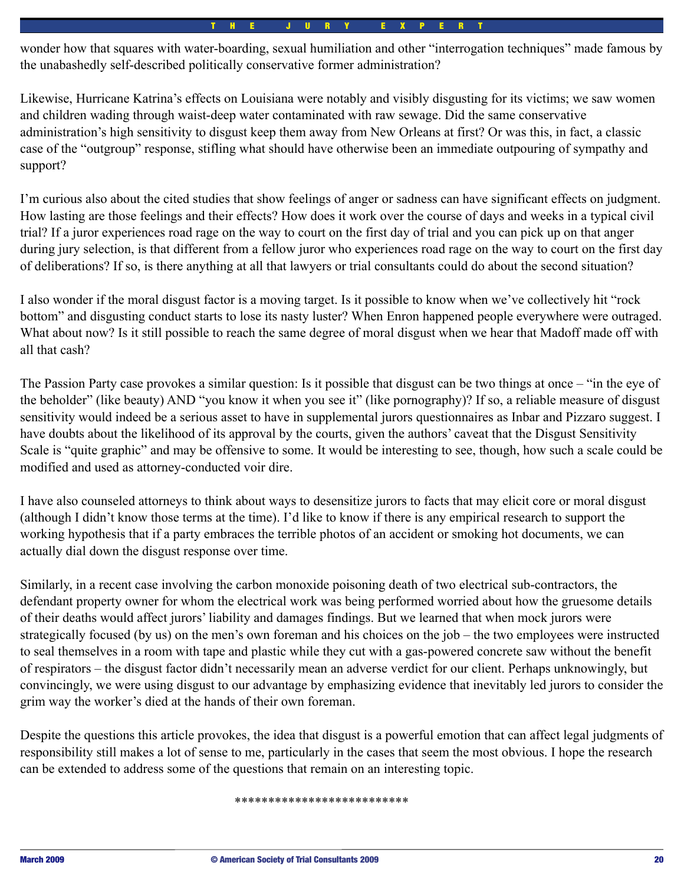wonder how that squares with water-boarding, sexual humiliation and other "interrogation techniques" made famous by the unabashedly self-described politically conservative former administration?

Likewise, Hurricane Katrina's effects on Louisiana were notably and visibly disgusting for its victims; we saw women and children wading through waist-deep water contaminated with raw sewage. Did the same conservative administration's high sensitivity to disgust keep them away from New Orleans at first? Or was this, in fact, a classic case of the "outgroup" response, stifling what should have otherwise been an immediate outpouring of sympathy and support?

I'm curious also about the cited studies that show feelings of anger or sadness can have significant effects on judgment. How lasting are those feelings and their effects? How does it work over the course of days and weeks in a typical civil trial? If a juror experiences road rage on the way to court on the first day of trial and you can pick up on that anger during jury selection, is that different from a fellow juror who experiences road rage on the way to court on the first day of deliberations? If so, is there anything at all that lawyers or trial consultants could do about the second situation?

I also wonder if the moral disgust factor is a moving target. Is it possible to know when we've collectively hit "rock bottom" and disgusting conduct starts to lose its nasty luster? When Enron happened people everywhere were outraged. What about now? Is it still possible to reach the same degree of moral disgust when we hear that Madoff made off with all that cash?

The Passion Party case provokes a similar question: Is it possible that disgust can be two things at once – "in the eye of the beholder" (like beauty) AND "you know it when you see it" (like pornography)? If so, a reliable measure of disgust sensitivity would indeed be a serious asset to have in supplemental jurors questionnaires as Inbar and Pizzaro suggest. I have doubts about the likelihood of its approval by the courts, given the authors' caveat that the Disgust Sensitivity Scale is "quite graphic" and may be offensive to some. It would be interesting to see, though, how such a scale could be modified and used as attorney-conducted voir dire.

I have also counseled attorneys to think about ways to desensitize jurors to facts that may elicit core or moral disgust (although I didn't know those terms at the time). I'd like to know if there is any empirical research to support the working hypothesis that if a party embraces the terrible photos of an accident or smoking hot documents, we can actually dial down the disgust response over time.

Similarly, in a recent case involving the carbon monoxide poisoning death of two electrical sub-contractors, the defendant property owner for whom the electrical work was being performed worried about how the gruesome details of their deaths would affect jurors' liability and damages findings. But we learned that when mock jurors were strategically focused (by us) on the men's own foreman and his choices on the job – the two employees were instructed to seal themselves in a room with tape and plastic while they cut with a gas-powered concrete saw without the benefit of respirators – the disgust factor didn't necessarily mean an adverse verdict for our client. Perhaps unknowingly, but convincingly, we were using disgust to our advantage by emphasizing evidence that inevitably led jurors to consider the grim way the worker's died at the hands of their own foreman.

Despite the questions this article provokes, the idea that disgust is a powerful emotion that can affect legal judgments of responsibility still makes a lot of sense to me, particularly in the cases that seem the most obvious. I hope the research can be extended to address some of the questions that remain on an interesting topic.

*************************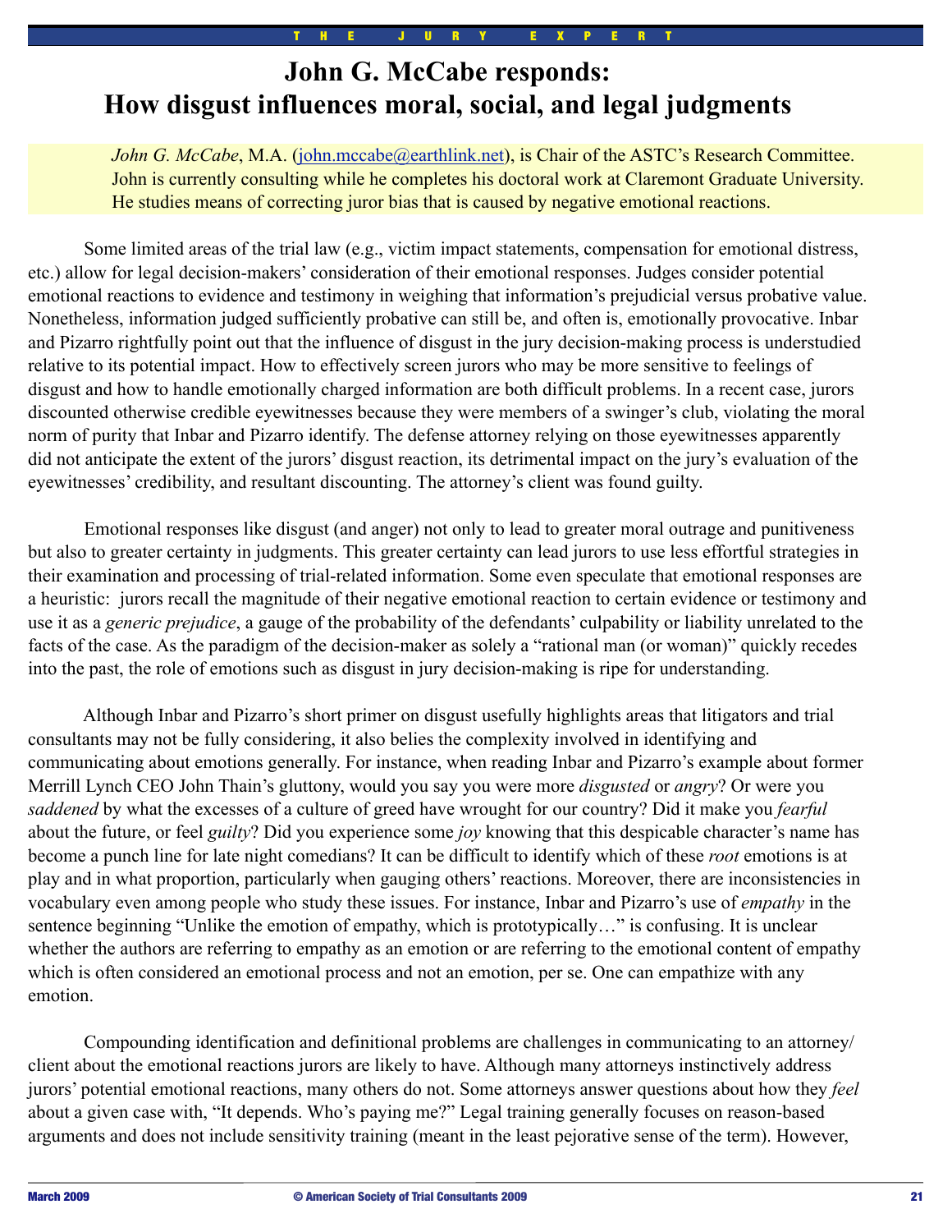# John G. McCabe responds: How disgust influences moral, social, and legal judgments

*John G. McCabe*, M.A. (john.mccabe@earthlink.net), is Chair of the ASTC's Research Committee. John is currently consulting while he completes his doctoral work at Claremont Graduate University. He studies means of correcting juror bias that is caused by negative emotional reactions.

Some limited areas of the trial law (e.g., victim impact statements, compensation for emotional distress, etc.) allow for legal decision-makers' consideration of their emotional responses. Judges consider potential emotional reactions to evidence and testimony in weighing that information's prejudicial versus probative value. Nonetheless, information judged sufficiently probative can still be, and often is, emotionally provocative. Inbar and Pizarro rightfully point out that the influence of disgust in the jury decision-making process is understudied relative to its potential impact. How to effectively screen jurors who may be more sensitive to feelings of disgust and how to handle emotionally charged information are both difficult problems. In a recent case, jurors discounted otherwise credible eyewitnesses because they were members of a swinger's club, violating the moral norm of purity that Inbar and Pizarro identify. The defense attorney relying on those eyewitnesses apparently did not anticipate the extent of the jurors' disgust reaction, its detrimental impact on the jury's evaluation of the eyewitnesses' credibility, and resultant discounting. The attorney's client was found guilty.

Emotional responses like disgust (and anger) not only to lead to greater moral outrage and punitiveness but also to greater certainty in judgments. This greater certainty can lead jurors to use less effortful strategies in their examination and processing of trial-related information. Some even speculate that emotional responses are a heuristic: jurors recall the magnitude of their negative emotional reaction to certain evidence or testimony and use it as a *generic prejudice*, a gauge of the probability of the defendants' culpability or liability unrelated to the facts of the case. As the paradigm of the decision-maker as solely a "rational man (or woman)" quickly recedes into the past, the role of emotions such as disgust in jury decision-making is ripe for understanding.

Although Inbar and Pizarro's short primer on disgust usefully highlights areas that litigators and trial consultants may not be fully considering, it also belies the complexity involved in identifying and communicating about emotions generally. For instance, when reading Inbar and Pizarro's example about former Merrill Lynch CEO John Thain's gluttony, would you say you were more *disgusted* or *angry*? Or were you *saddened* by what the excesses of a culture of greed have wrought for our country? Did it make you *fearful* about the future, or feel *guilty*? Did you experience some *joy* knowing that this despicable character's name has become a punch line for late night comedians? It can be difficult to identify which of these *root* emotions is at play and in what proportion, particularly when gauging others' reactions. Moreover, there are inconsistencies in vocabulary even among people who study these issues. For instance, Inbar and Pizarro's use of *empathy* in the sentence beginning "Unlike the emotion of empathy, which is prototypically…" is confusing. It is unclear whether the authors are referring to empathy as an emotion or are referring to the emotional content of empathy which is often considered an emotional process and not an emotion, per se. One can empathize with any emotion.

Compounding identification and definitional problems are challenges in communicating to an attorney/client about the emotional reactions jurors are likely to have. Although many attorneys instinctively address jurors' potential emotional reactions, many others do not. Some attorneys answer questions about how they *feel* about a given case with, "It depends. Who's paying me?" Legal training generally focuses on reason-based arguments and does not include sensitivity training (meant in the least pejorative sense of the term). However,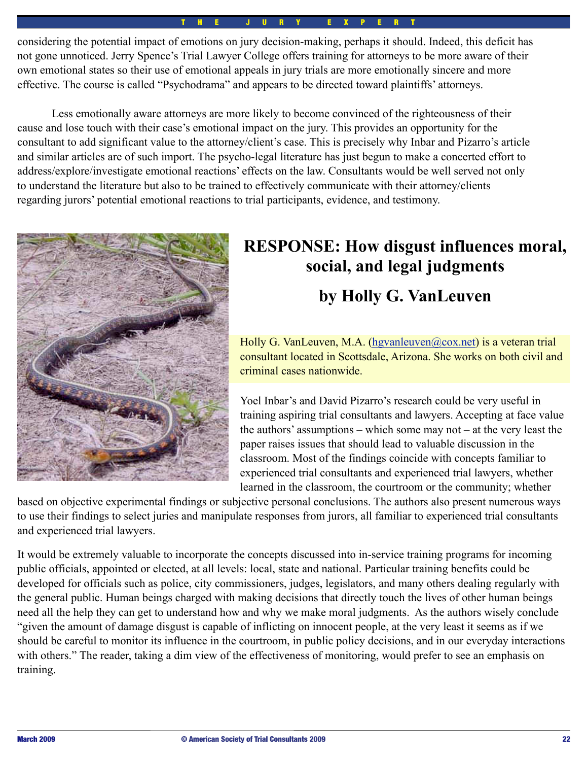considering the potential impact of emotions on jury decision-making, perhaps it should. Indeed, this deficit has not gone unnoticed. Jerry Spence's Trial Lawyer College offers training for attorneys to be more aware of their own emotional states so their use of emotional appeals in jury trials are more emotionally sincere and more effective. The course is called "Psychodrama" and appears to be directed toward plaintiffs' attorneys.

Less emotionally aware attorneys are more likely to become convinced of the righteousness of their cause and lose touch with their case's emotional impact on the jury. This provides an opportunity for the consultant to add significant value to the attorney/client's case. This is precisely why Inbar and Pizarro's article and similar articles are of such import. The psycho-legal literature has just begun to make a concerted effort to address/explore/investigate emotional reactions' effects on the law. Consultants would be well served not only to understand the literature but also to be trained to effectively communicate with their attorney/clients regarding jurors' potential emotional reactions to trial participants, evidence, and testimony.

# RESPONSE: How disgust influences moral, social, and legal judgments

## by Holly G. VanLeuven

Holly G. VanLeuven, M.A. (hgvanleuven@cox.net) is a veteran trial consultant located in Scottsdale, Arizona. She works on both civil and criminal cases nationwide.

Yoel Inbar's and David Pizarro's research could be very useful in training aspiring trial consultants and lawyers. Accepting at face value the authors' assumptions – which some may not – at the very least the paper raises issues that should lead to valuable discussion in the classroom. Most of the findings coincide with concepts familiar to experienced trial consultants and experienced trial lawyers, whether learned in the classroom, the courtroom or the community; whether based on objective experimental findings or subjective personal conclusions. The authors also present numerous ways to use their findings to select juries and manipulate responses from jurors, all familiar to experienced trial consultants and experienced trial lawyers.

It would be extremely valuable to incorporate the concepts discussed into in-service training programs for incoming public officials, appointed or elected, at all levels: local, state and national. Particular training benefits could be developed for officials such as police, city commissioners, judges, legislators, and many others dealing regularly with the general public. Human beings charged with making decisions that directly touch the lives of other human beings need all the help they can get to understand how and why we make moral judgments. As the authors wisely conclude "given the amount of damage disgust is capable of inflicting on innocent people, at the very least it seems as if we should be careful to monitor its influence in the courtroom, in public policy decisions, and in our everyday interactions with others." The reader, taking a dim view of the effectiveness of monitoring, would prefer to see an emphasis on training.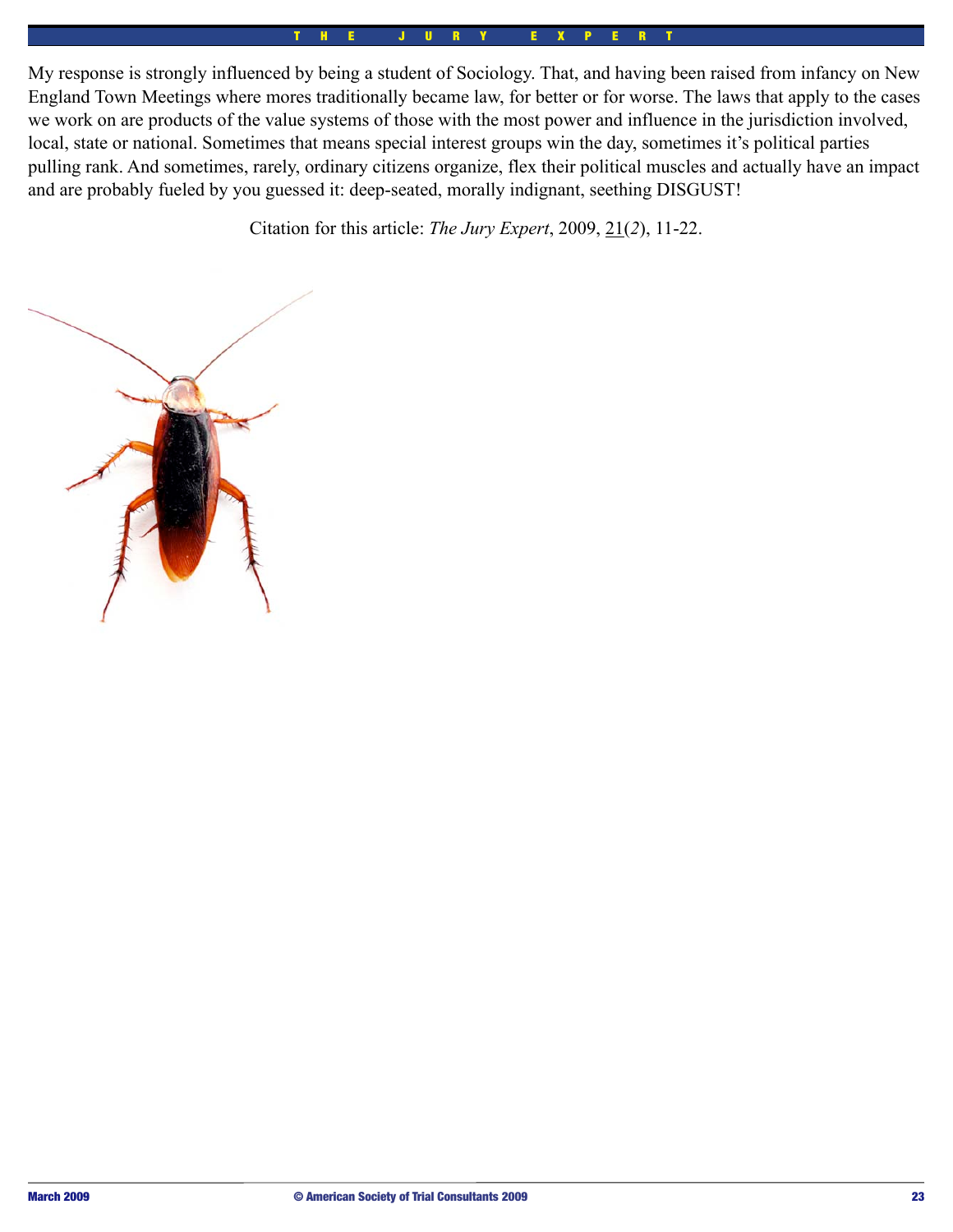My response is strongly influenced by being a student of Sociology. That, and having been raised from infancy on New England Town Meetings where mores traditionally became law, for better or for worse. The laws that apply to the cases we work on are products of the value systems of those with the most power and influence in the jurisdiction involved, local, state or national. Sometimes that means special interest groups win the day, sometimes it's political parties pulling rank. And sometimes, rarely, ordinary citizens organize, flex their political muscles and actually have an impact and are probably fueled by you guessed it: deep-seated, morally indignant, seething DISGUST!

Citation for this article: *The Jury Expert*, 2009, 21(*2*), 11-22.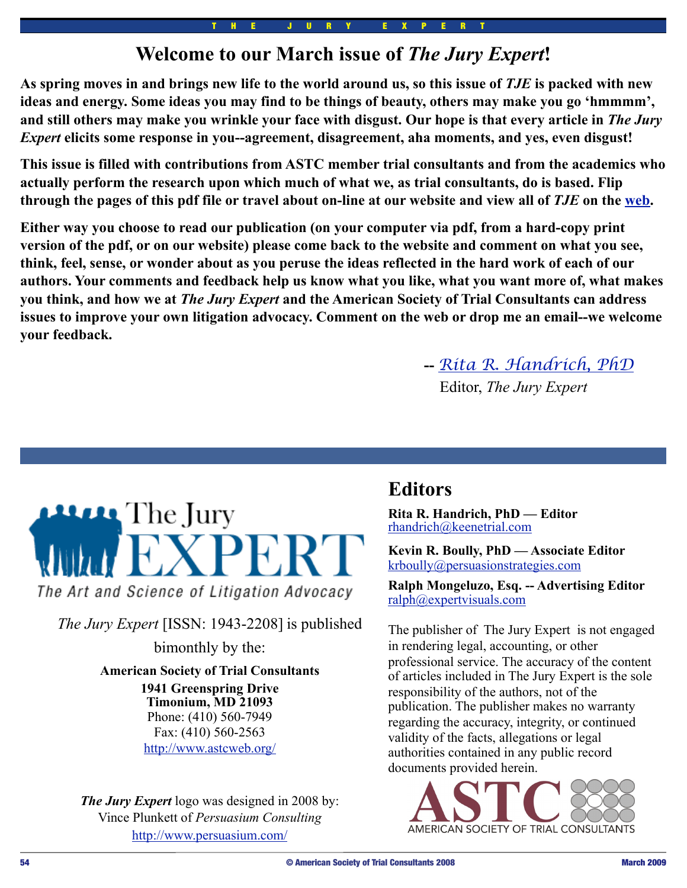# Welcome to our March issue of *The Jury Expert*!

**As spring moves in and brings new life to the world around us, so this issue of *TJE* is packed with new ideas and energy. Some ideas you may find to be things of beauty, others may make you go 'hmmmm', and still others may make you wrinkle your face with disgust. Our hope is that every article in *The Jury Expert* elicits some response in you--agreement, disagreement, aha moments, and yes, even disgust!**

**This issue is filled with contributions from ASTC member trial consultants and from the academics who actually perform the research upon which much of what we, as trial consultants, do is based. Flip through the pages of this pdf file or travel about on-line at our website and view all of *TJE* on the web.**

**Either way you choose to read our publication (on your computer via pdf, from a hard-copy print version of the pdf, or on our website) please come back to the website and comment on what you see, think, feel, sense, or wonder about as you peruse the ideas reflected in the hard work of each of our authors. Your comments and feedback help us know what you like, what you want more of, what makes you think, and how we at *The Jury Expert* and the American Society of Trial Consultants can address issues to improve your own litigation advocacy. Comment on the web or drop me an email--we welcome your feedback.**

-- *Rita R. Handrich, PhD*
Editor, *The Jury Expert*

The Jury EXPERT
The Art and Science of Litigation Advocacy

*The Jury Expert* [ISSN: 1943-2208] is published bimonthly by the:

**American Society of Trial Consultants**
**1941 Greenspring Drive**
**Timonium, MD 21093**
Phone: (410) 560-7949
Fax: (410) 560-2563
http://www.astcweb.org/

***The Jury Expert*** logo was designed in 2008 by:
Vince Plunkett of *Persuasium Consulting*
http://www.persuasium.com/

## Editors

**Rita R. Handrich, PhD — Editor**
rhandrich@keenetrial.com

**Kevin R. Boully, PhD — Associate Editor**
krboully@persuasionstrategies.com

**Ralph Mongeluzo, Esq. -- Advertising Editor**
ralph@expertvisuals.com

The publisher of The Jury Expert is not engaged in rendering legal, accounting, or other professional service. The accuracy of the content of articles included in The Jury Expert is the sole responsibility of the authors, not of the publication. The publisher makes no warranty regarding the accuracy, integrity, or continued validity of the facts, allegations or legal authorities contained in any public record documents provided herein.

ASTC
AMERICAN SOCIETY OF TRIAL CONSULTANTS